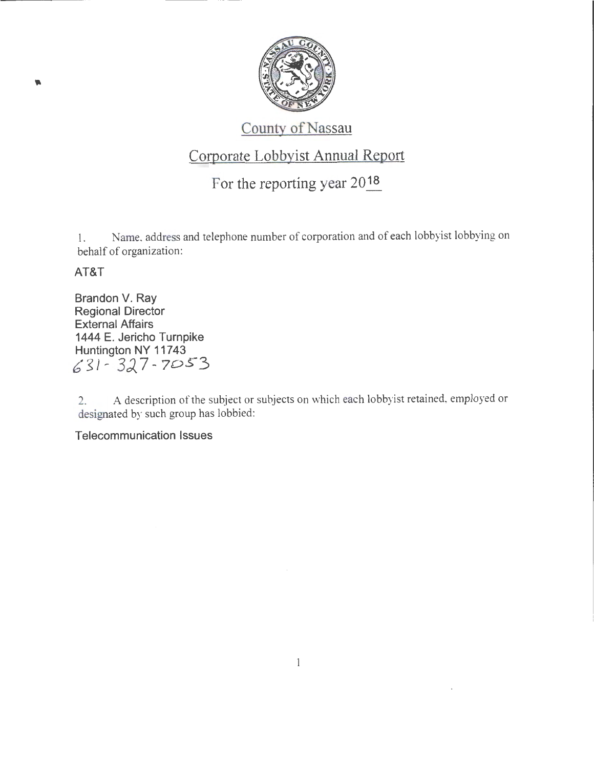# County of Nassau

## Corporate Lobbyist Annual Report

### For the reporting year 2018

1. Name, address and telephone number of corporation and of each lobbyist lobbying on behalf of organization:

**AT&T**

**Brandon V. Ray**
**Regional Director**
**External Affairs**
**1444 E. Jericho Turnpike**
**Huntington NY 11743**
631-327-7053

2. A description of the subject or subjects on which each lobbyist retained, employed or designated by such group has lobbied:

**Telecommunication Issues**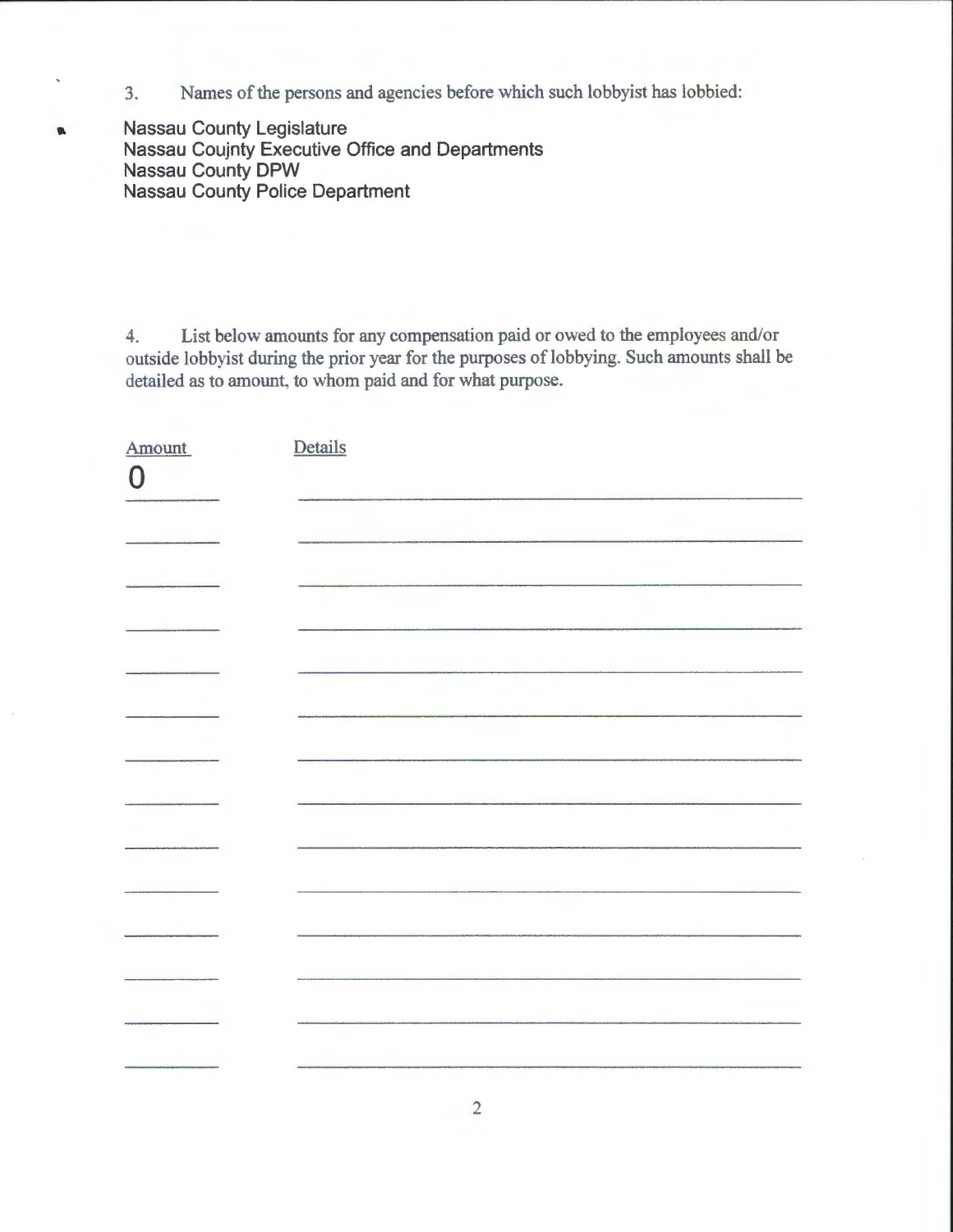3. Names of the persons and agencies before which such lobbyist has lobbied:

Nassau County Legislature
Nassau Coujnty Executive Office and Departments
Nassau County DPW
Nassau County Police Department

4. List below amounts for any compensation paid or owed to the employees and/or outside lobbyist during the prior year for the purposes of lobbying. Such amounts shall be detailed as to amount, to whom paid and for what purpose.

| Amount | Details |
|---|---|
| 0 | |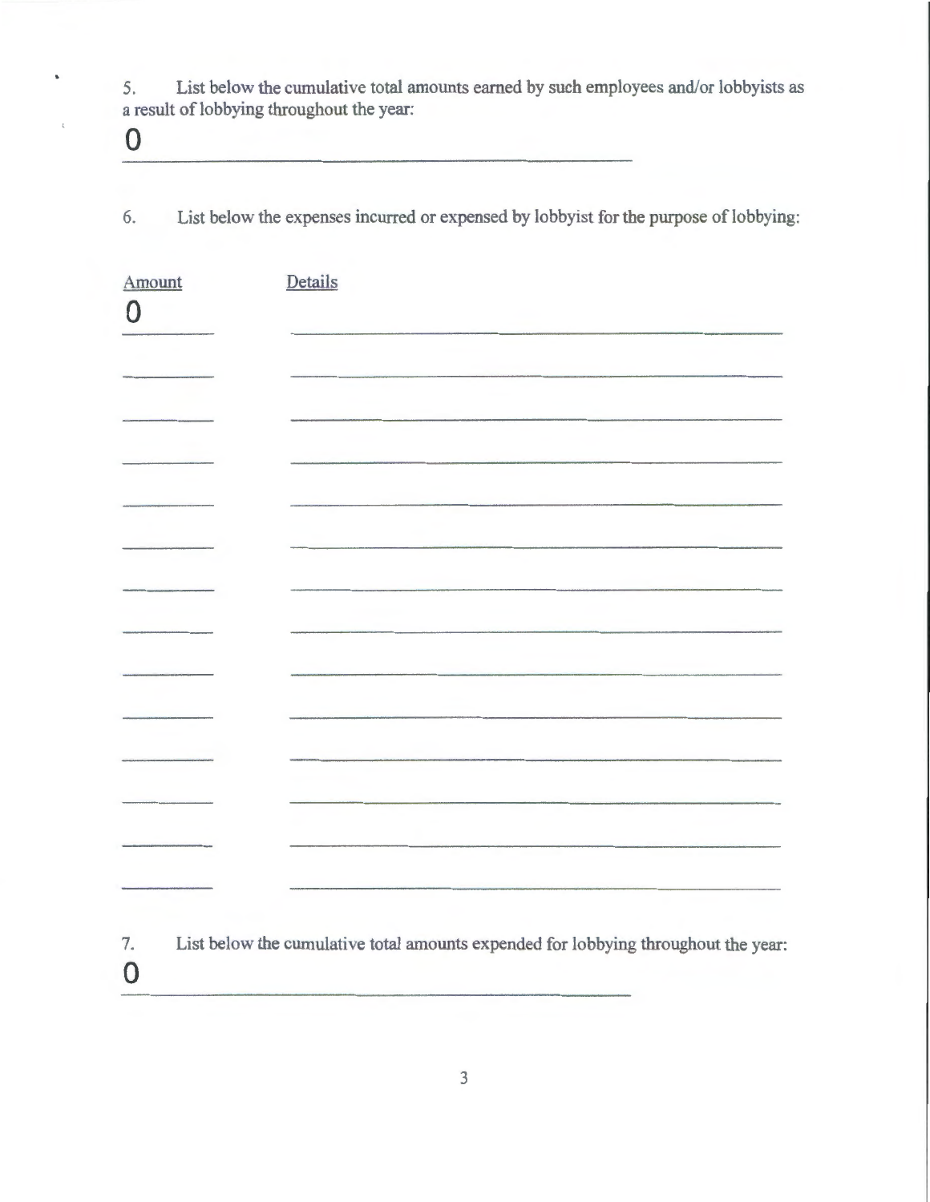5. List below the cumulative total amounts earned by such employees and/or lobbyists as a result of lobbying throughout the year:

0

6. List below the expenses incurred or expensed by lobbyist for the purpose of lobbying:

| Amount | Details |
| --- | --- |
| 0 | |
| | |
| | |
| | |
| | |
| | |
| | |
| | |
| | |
| | |
| | |
| | |
| | |
| | |

7. List below the cumulative total amounts expended for lobbying throughout the year:

0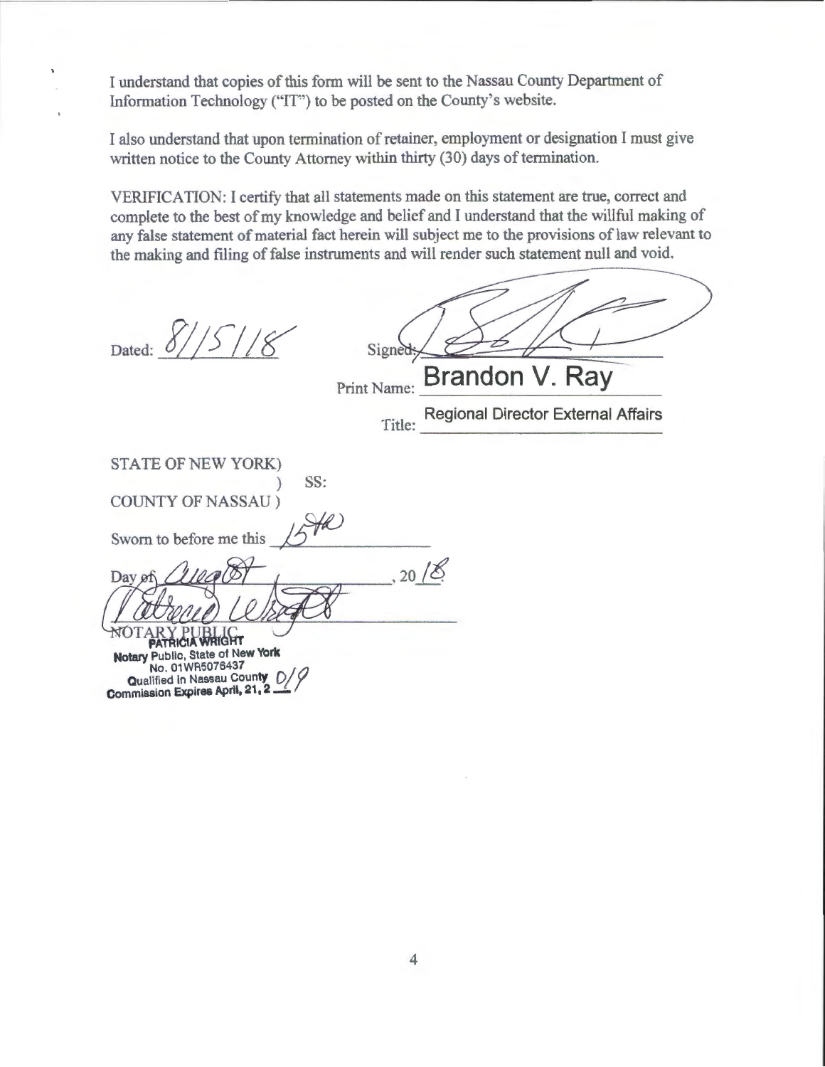I understand that copies of this form will be sent to the Nassau County Department of Information Technology ("IT") to be posted on the County's website.

I also understand that upon termination of retainer, employment or designation I must give written notice to the County Attorney within thirty (30) days of termination.

VERIFICATION: I certify that all statements made on this statement are true, correct and complete to the best of my knowledge and belief and I understand that the willful making of any false statement of material fact herein will subject me to the provisions of law relevant to the making and filing of false instruments and will render such statement null and void.

Dated: 8/15/18

Signed: ______________________

Print Name: **Brandon V. Ray**

Title: Regional Director External Affairs

STATE OF NEW YORK)
) SS:
COUNTY OF NASSAU )

Sworn to before me this 15th

Day of August, 20 18

______________________
NOTARY PUBLIC

**PATRICIA WRIGHT**
**Notary Public, State of New York**
**No. 01WR5076437**
**Qualified in Nassau County**
**Commission Expires April, 21, 2019**